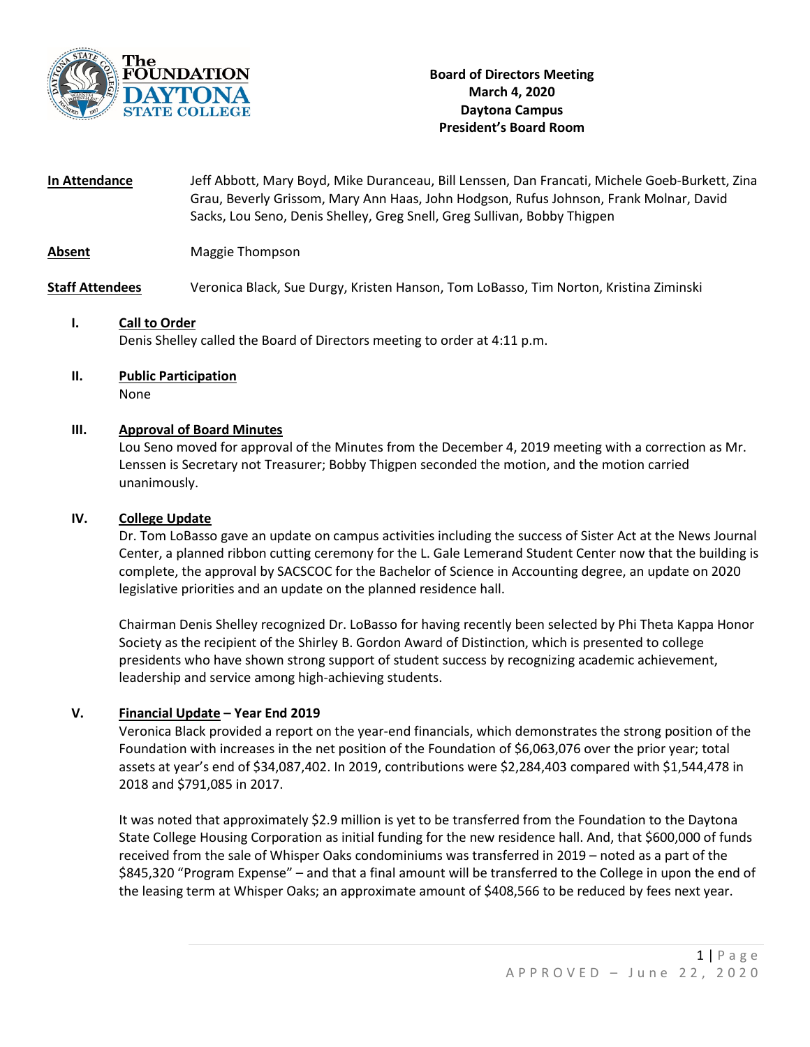**Board of Directors Meeting**
**March 4, 2020**
**Daytona Campus**
**President's Board Room**

**In Attendance** Jeff Abbott, Mary Boyd, Mike Duranceau, Bill Lenssen, Dan Francati, Michele Goeb-Burkett, Zina Grau, Beverly Grissom, Mary Ann Haas, John Hodgson, Rufus Johnson, Frank Molnar, David Sacks, Lou Seno, Denis Shelley, Greg Snell, Greg Sullivan, Bobby Thigpen

**Absent** Maggie Thompson

**Staff Attendees** Veronica Black, Sue Durgy, Kristen Hanson, Tom LoBasso, Tim Norton, Kristina Ziminski

## I. Call to Order

Denis Shelley called the Board of Directors meeting to order at 4:11 p.m.

## II. Public Participation

None

## III. Approval of Board Minutes

Lou Seno moved for approval of the Minutes from the December 4, 2019 meeting with a correction as Mr. Lenssen is Secretary not Treasurer; Bobby Thigpen seconded the motion, and the motion carried unanimously.

## IV. College Update

Dr. Tom LoBasso gave an update on campus activities including the success of Sister Act at the News Journal Center, a planned ribbon cutting ceremony for the L. Gale Lemerand Student Center now that the building is complete, the approval by SACSCOC for the Bachelor of Science in Accounting degree, an update on 2020 legislative priorities and an update on the planned residence hall.

Chairman Denis Shelley recognized Dr. LoBasso for having recently been selected by Phi Theta Kappa Honor Society as the recipient of the Shirley B. Gordon Award of Distinction, which is presented to college presidents who have shown strong support of student success by recognizing academic achievement, leadership and service among high-achieving students.

## V. Financial Update – Year End 2019

Veronica Black provided a report on the year-end financials, which demonstrates the strong position of the Foundation with increases in the net position of the Foundation of $6,063,076 over the prior year; total assets at year's end of $34,087,402. In 2019, contributions were $2,284,403 compared with $1,544,478 in 2018 and $791,085 in 2017.

It was noted that approximately $2.9 million is yet to be transferred from the Foundation to the Daytona State College Housing Corporation as initial funding for the new residence hall. And, that $600,000 of funds received from the sale of Whisper Oaks condominiums was transferred in 2019 – noted as a part of the $845,320 "Program Expense" – and that a final amount will be transferred to the College in upon the end of the leasing term at Whisper Oaks; an approximate amount of $408,566 to be reduced by fees next year.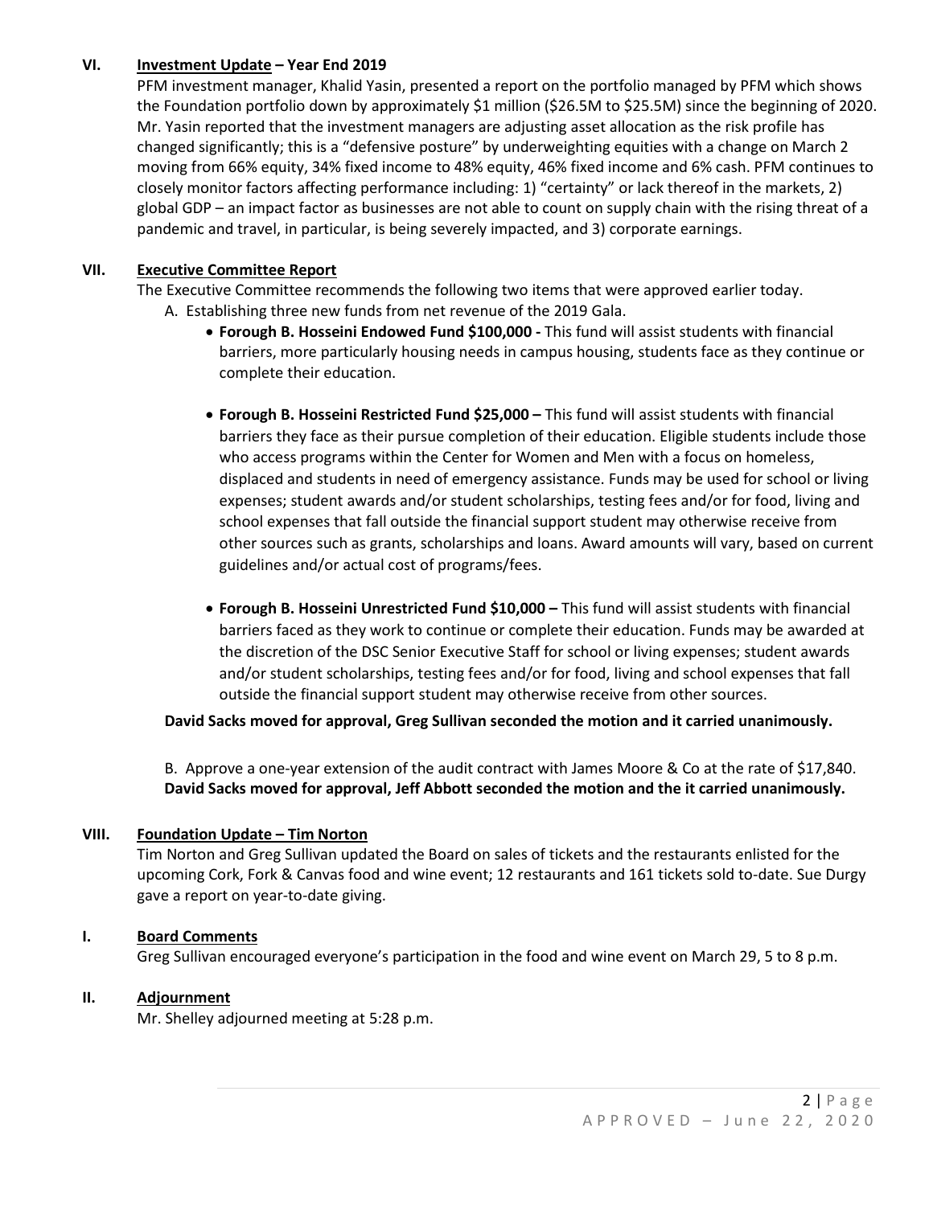## VI. Investment Update – Year End 2019

PFM investment manager, Khalid Yasin, presented a report on the portfolio managed by PFM which shows the Foundation portfolio down by approximately $1 million ($26.5M to $25.5M) since the beginning of 2020. Mr. Yasin reported that the investment managers are adjusting asset allocation as the risk profile has changed significantly; this is a "defensive posture" by underweighting equities with a change on March 2 moving from 66% equity, 34% fixed income to 48% equity, 46% fixed income and 6% cash. PFM continues to closely monitor factors affecting performance including: 1) "certainty" or lack thereof in the markets, 2) global GDP – an impact factor as businesses are not able to count on supply chain with the rising threat of a pandemic and travel, in particular, is being severely impacted, and 3) corporate earnings.

## VII. Executive Committee Report

The Executive Committee recommends the following two items that were approved earlier today.

A. Establishing three new funds from net revenue of the 2019 Gala.

- **Forough B. Hosseini Endowed Fund $100,000 -** This fund will assist students with financial barriers, more particularly housing needs in campus housing, students face as they continue or complete their education.

- **Forough B. Hosseini Restricted Fund $25,000 –** This fund will assist students with financial barriers they face as their pursue completion of their education. Eligible students include those who access programs within the Center for Women and Men with a focus on homeless, displaced and students in need of emergency assistance. Funds may be used for school or living expenses; student awards and/or student scholarships, testing fees and/or for food, living and school expenses that fall outside the financial support student may otherwise receive from other sources such as grants, scholarships and loans. Award amounts will vary, based on current guidelines and/or actual cost of programs/fees.

- **Forough B. Hosseini Unrestricted Fund $10,000 –** This fund will assist students with financial barriers faced as they work to continue or complete their education. Funds may be awarded at the discretion of the DSC Senior Executive Staff for school or living expenses; student awards and/or student scholarships, testing fees and/or for food, living and school expenses that fall outside the financial support student may otherwise receive from other sources.

**David Sacks moved for approval, Greg Sullivan seconded the motion and it carried unanimously.**

B. Approve a one-year extension of the audit contract with James Moore & Co at the rate of $17,840.
**David Sacks moved for approval, Jeff Abbott seconded the motion and the it carried unanimously.**

## VIII. Foundation Update – Tim Norton

Tim Norton and Greg Sullivan updated the Board on sales of tickets and the restaurants enlisted for the upcoming Cork, Fork & Canvas food and wine event; 12 restaurants and 161 tickets sold to-date. Sue Durgy gave a report on year-to-date giving.

## I. Board Comments

Greg Sullivan encouraged everyone's participation in the food and wine event on March 29, 5 to 8 p.m.

## II. Adjournment

Mr. Shelley adjourned meeting at 5:28 p.m.

APPROVED – June 22, 2020